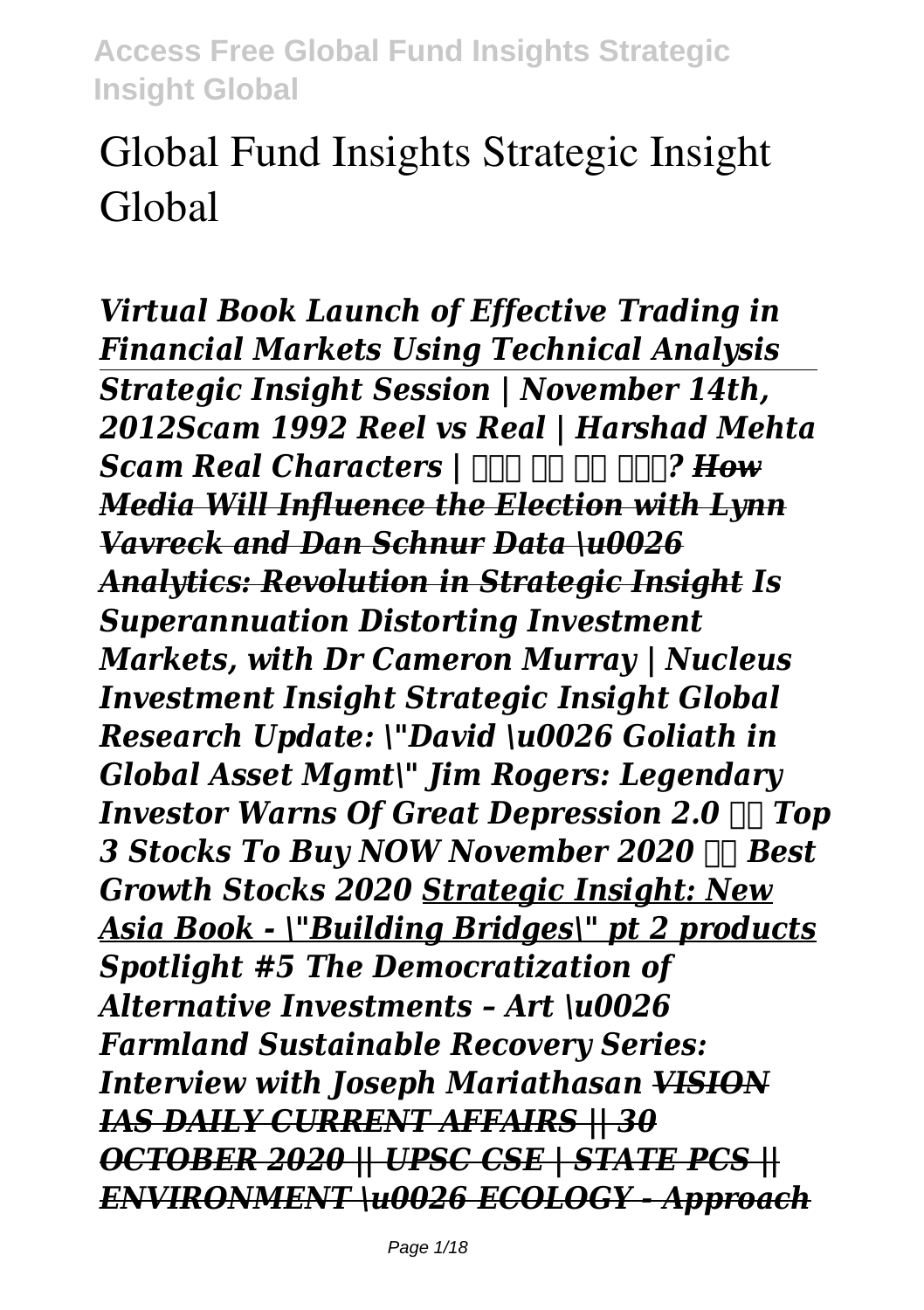# Global Fund Insights Strategic Insight Global

*Virtual Book Launch of Effective Trading in Financial Markets Using Technical Analysis* *Strategic Insight Session | November 14th, 2012Scam 1992 Reel vs Real | Harshad Mehta Scam Real Characters | कौन है ये लोग? How Media Will Influence the Election with Lynn Vavreck and Dan Schnur Data \u0026 Analytics: Revolution in Strategic Insight Is Superannuation Distorting Investment Markets, with Dr Cameron Murray | Nucleus Investment Insight Strategic Insight Global Research Update: \"David \u0026 Goliath in Global Asset Mgmt\" Jim Rogers: Legendary Investor Warns Of Great Depression 2.0 Top 3 Stocks To Buy NOW November 2020 Best Growth Stocks 2020 Strategic Insight: New Asia Book - \"Building Bridges\" pt 2 products Spotlight #5 The Democratization of Alternative Investments – Art \u0026 Farmland Sustainable Recovery Series: Interview with Joseph Mariathasan VISION IAS DAILY CURRENT AFFAIRS || 30 OCTOBER 2020 || UPSC CSE | STATE PCS || ENVIRONMENT \u0026 ECOLOGY - Approach*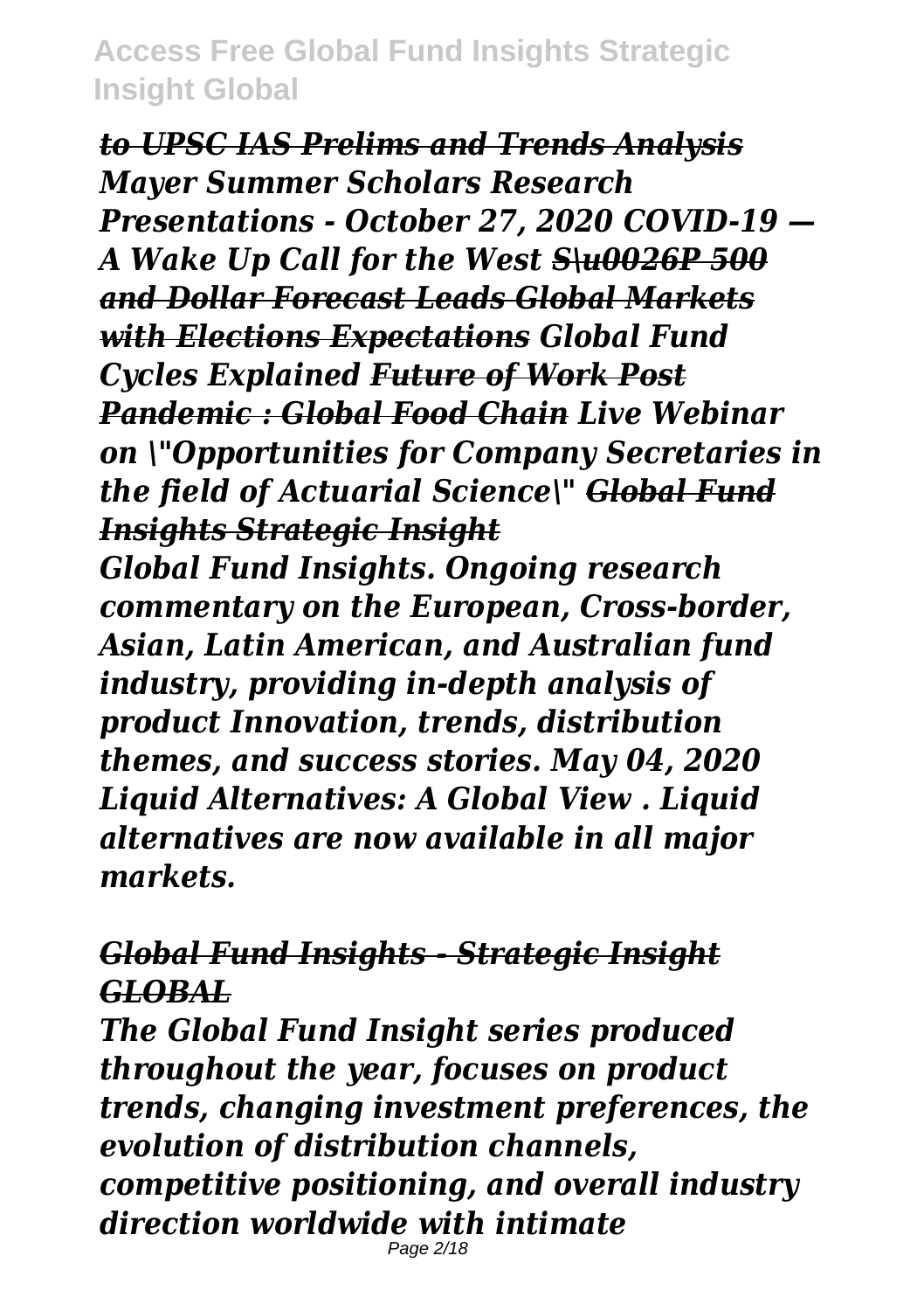***to UPSC IAS Prelims and Trends Analysis*** *Mayer Summer Scholars Research Presentations - October 27, 2020 COVID-19 — A Wake Up Call for the West* ***S\u0026P 500 and Dollar Forecast Leads Global Markets with Elections Expectations*** *Global Fund Cycles Explained* ***Future of Work Post Pandemic : Global Food Chain*** *Live Webinar on \"Opportunities for Company Secretaries in the field of Actuarial Science\"* ***Global Fund Insights Strategic Insight***

*Global Fund Insights. Ongoing research commentary on the European, Cross-border, Asian, Latin American, and Australian fund industry, providing in-depth analysis of product Innovation, trends, distribution themes, and success stories. May 04, 2020 Liquid Alternatives: A Global View . Liquid alternatives are now available in all major markets.*

### *Global Fund Insights - Strategic Insight GLOBAL*

*The Global Fund Insight series produced throughout the year, focuses on product trends, changing investment preferences, the evolution of distribution channels, competitive positioning, and overall industry direction worldwide with intimate*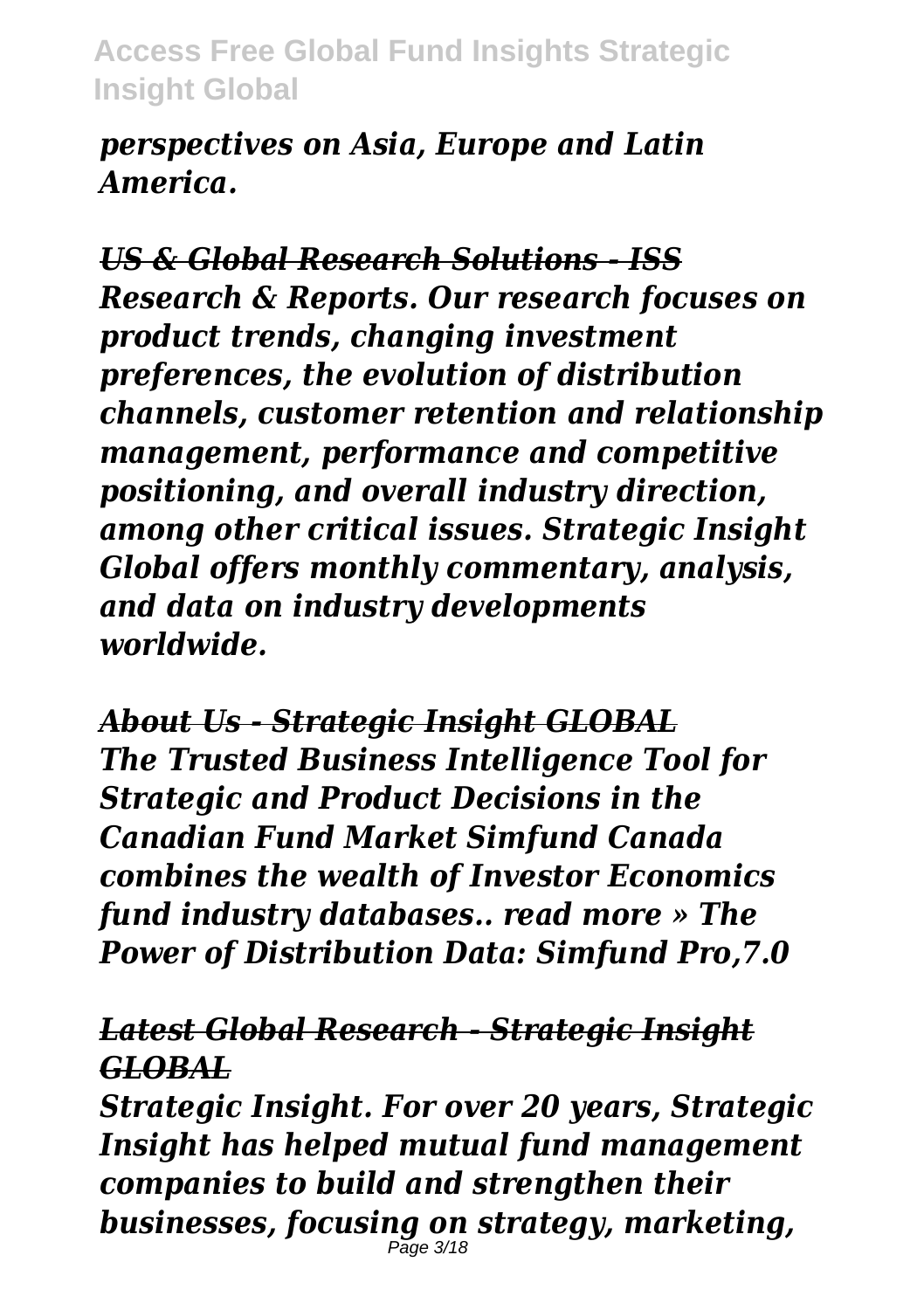*perspectives on Asia, Europe and Latin America.*

***US & Global Research Solutions - ISS***
***Research & Reports. Our research focuses on product trends, changing investment preferences, the evolution of distribution channels, customer retention and relationship management, performance and competitive positioning, and overall industry direction, among other critical issues. Strategic Insight Global offers monthly commentary, analysis, and data on industry developments worldwide.***

***About Us - Strategic Insight GLOBAL***
***The Trusted Business Intelligence Tool for Strategic and Product Decisions in the Canadian Fund Market Simfund Canada combines the wealth of Investor Economics fund industry databases.. read more » The Power of Distribution Data: Simfund Pro,7.0***

***Latest Global Research - Strategic Insight GLOBAL***
***Strategic Insight. For over 20 years, Strategic Insight has helped mutual fund management companies to build and strengthen their businesses, focusing on strategy, marketing,***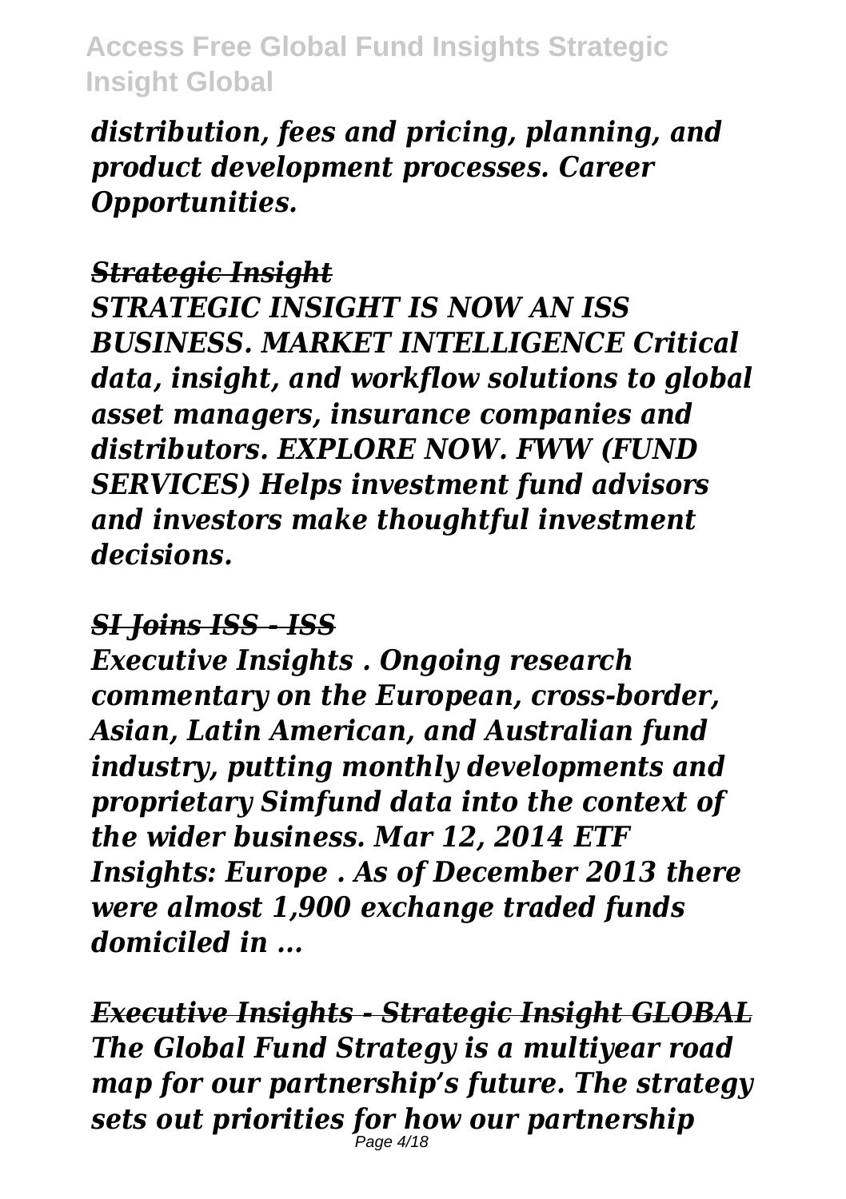*distribution, fees and pricing, planning, and product development processes. Career Opportunities.*

*Strategic Insight*

*STRATEGIC INSIGHT IS NOW AN ISS BUSINESS. MARKET INTELLIGENCE Critical data, insight, and workflow solutions to global asset managers, insurance companies and distributors. EXPLORE NOW. FWW (FUND SERVICES) Helps investment fund advisors and investors make thoughtful investment decisions.*

*SI Joins ISS - ISS*

*Executive Insights . Ongoing research commentary on the European, cross-border, Asian, Latin American, and Australian fund industry, putting monthly developments and proprietary Simfund data into the context of the wider business. Mar 12, 2014 ETF Insights: Europe . As of December 2013 there were almost 1,900 exchange traded funds domiciled in ...*

***Executive Insights - Strategic Insight GLOBAL***

***The Global Fund Strategy is a multiyear road map for our partnership's future. The strategy sets out priorities for how our partnership***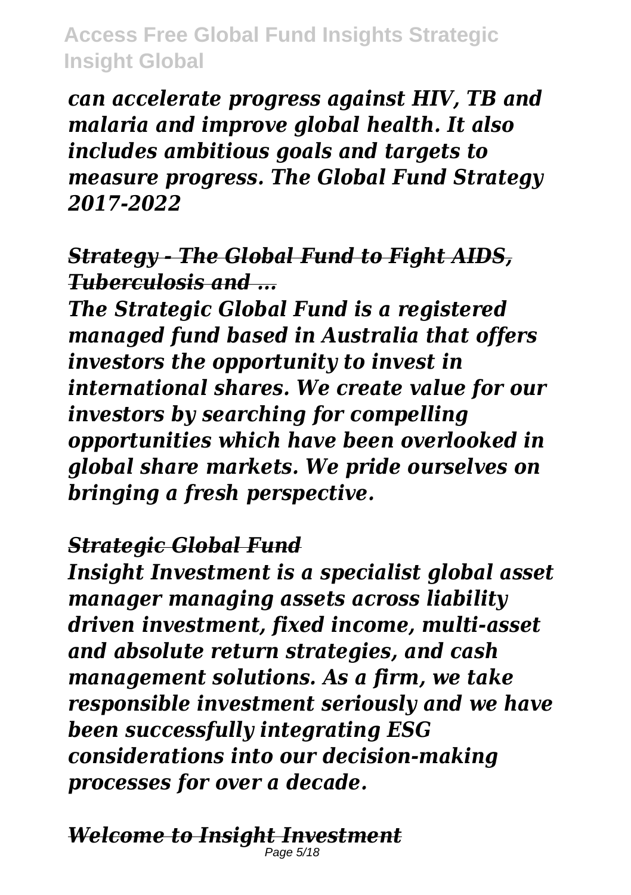*can accelerate progress against HIV, TB and malaria and improve global health. It also includes ambitious goals and targets to measure progress. The Global Fund Strategy 2017-2022*

### *Strategy - The Global Fund to Fight AIDS, Tuberculosis and ...*

*The Strategic Global Fund is a registered managed fund based in Australia that offers investors the opportunity to invest in international shares. We create value for our investors by searching for compelling opportunities which have been overlooked in global share markets. We pride ourselves on bringing a fresh perspective.*

### *Strategic Global Fund*

*Insight Investment is a specialist global asset manager managing assets across liability driven investment, fixed income, multi-asset and absolute return strategies, and cash management solutions. As a firm, we take responsible investment seriously and we have been successfully integrating ESG considerations into our decision-making processes for over a decade.*

### *Welcome to Insight Investment*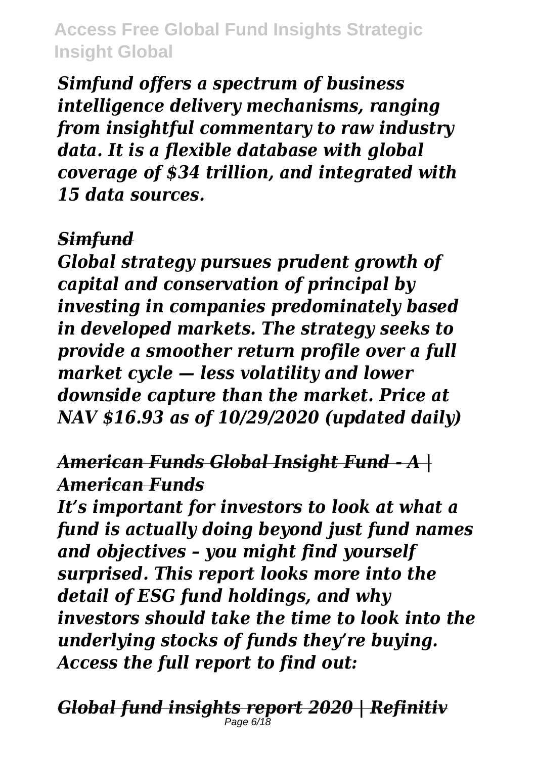*Simfund offers a spectrum of business intelligence delivery mechanisms, ranging from insightful commentary to raw industry data. It is a flexible database with global coverage of $34 trillion, and integrated with 15 data sources.*

***Simfund***

*Global strategy pursues prudent growth of capital and conservation of principal by investing in companies predominately based in developed markets. The strategy seeks to provide a smoother return profile over a full market cycle — less volatility and lower downside capture than the market. Price at NAV $16.93 as of 10/29/2020 (updated daily)*

***American Funds Global Insight Fund - A | American Funds***

*It's important for investors to look at what a fund is actually doing beyond just fund names and objectives – you might find yourself surprised. This report looks more into the detail of ESG fund holdings, and why investors should take the time to look into the underlying stocks of funds they're buying. Access the full report to find out:*

***Global fund insights report 2020 | Refinitiv***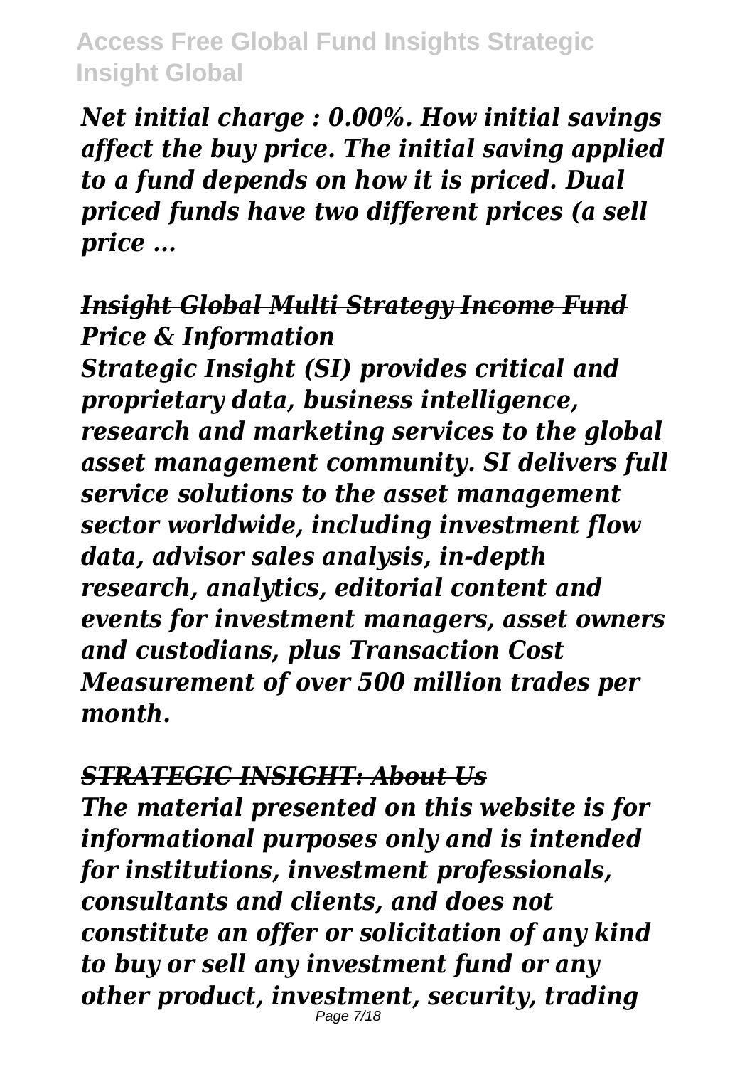*Net initial charge : 0.00%. How initial savings affect the buy price. The initial saving applied to a fund depends on how it is priced. Dual priced funds have two different prices (a sell price ...*

## *Insight Global Multi Strategy Income Fund Price & Information*

*Strategic Insight (SI) provides critical and proprietary data, business intelligence, research and marketing services to the global asset management community. SI delivers full service solutions to the asset management sector worldwide, including investment flow data, advisor sales analysis, in-depth research, analytics, editorial content and events for investment managers, asset owners and custodians, plus Transaction Cost Measurement of over 500 million trades per month.*

## *STRATEGIC INSIGHT: About Us*

*The material presented on this website is for informational purposes only and is intended for institutions, investment professionals, consultants and clients, and does not constitute an offer or solicitation of any kind to buy or sell any investment fund or any other product, investment, security, trading*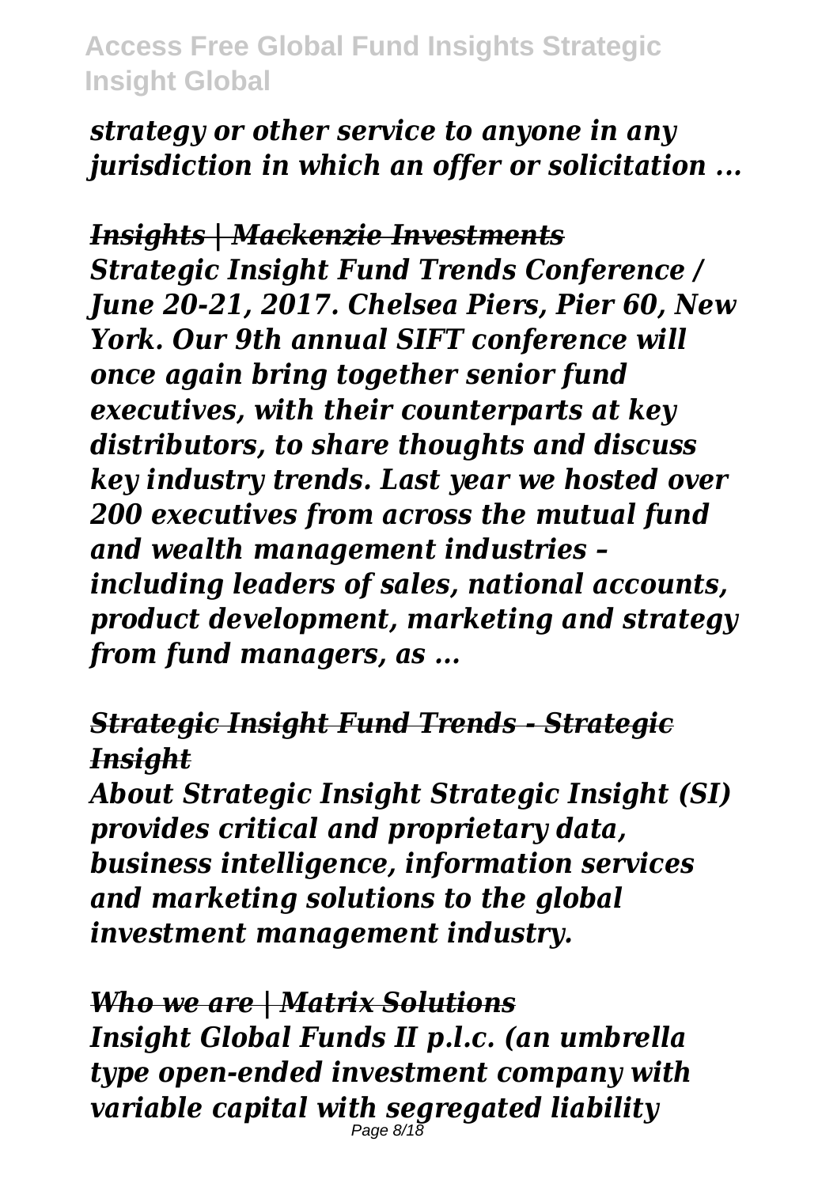*strategy or other service to anyone in any jurisdiction in which an offer or solicitation ...*

### *Insights | Mackenzie Investments*

*Strategic Insight Fund Trends Conference / June 20-21, 2017. Chelsea Piers, Pier 60, New York. Our 9th annual SIFT conference will once again bring together senior fund executives, with their counterparts at key distributors, to share thoughts and discuss key industry trends. Last year we hosted over 200 executives from across the mutual fund and wealth management industries – including leaders of sales, national accounts, product development, marketing and strategy from fund managers, as ...*

### *Strategic Insight Fund Trends - Strategic Insight*

*About Strategic Insight Strategic Insight (SI) provides critical and proprietary data, business intelligence, information services and marketing solutions to the global investment management industry.*

### *Who we are | Matrix Solutions*

*Insight Global Funds II p.l.c. (an umbrella type open-ended investment company with variable capital with segregated liability*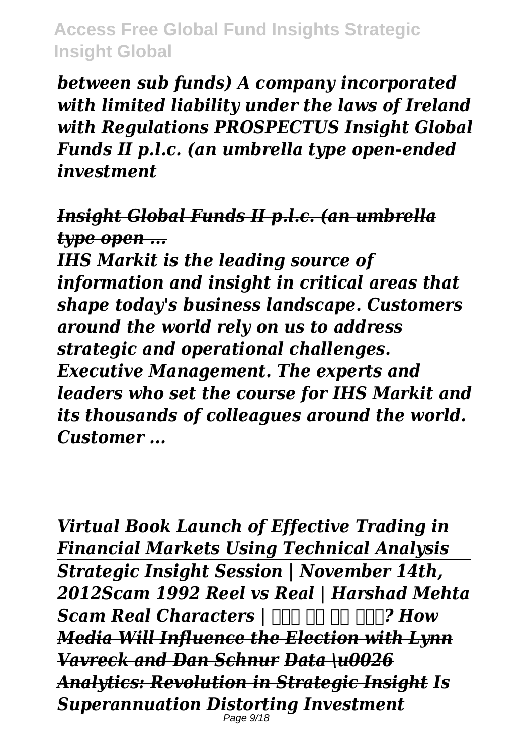*between sub funds) A company incorporated with limited liability under the laws of Ireland with Regulations PROSPECTUS Insight Global Funds II p.l.c. (an umbrella type open-ended investment*

*Insight Global Funds II p.l.c. (an umbrella type open ...*

*IHS Markit is the leading source of information and insight in critical areas that shape today's business landscape. Customers around the world rely on us to address strategic and operational challenges. Executive Management. The experts and leaders who set the course for IHS Markit and its thousands of colleagues around the world. Customer ...*

*Virtual Book Launch of Effective Trading in Financial Markets Using Technical Analysis*

---

*Strategic Insight Session | November 14th, 2012Scam 1992 Reel vs Real | Harshad Mehta Scam Real Characters | कौन है यह लोग? How Media Will Influence the Election with Lynn Vavreck and Dan Schnur Data \u0026 Analytics: Revolution in Strategic Insight Is Superannuation Distorting Investment*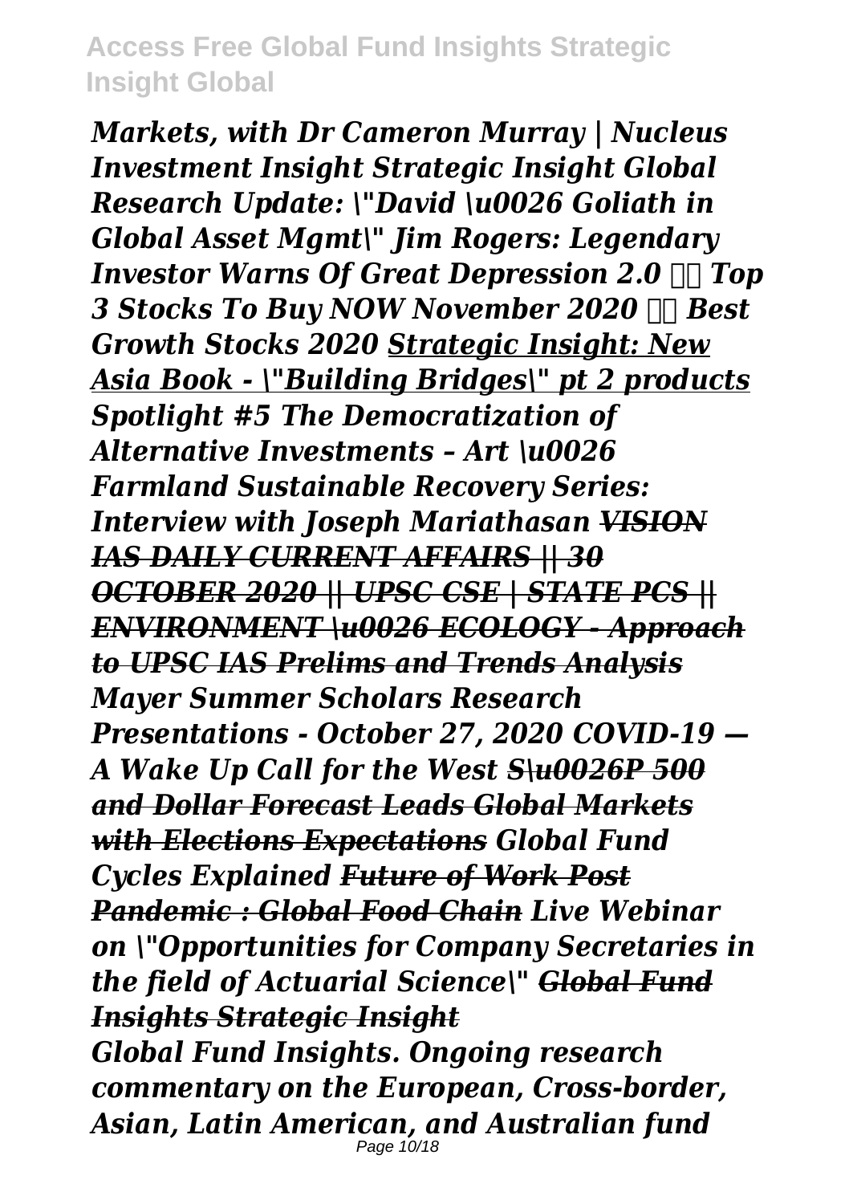*Markets, with Dr Cameron Murray | Nucleus Investment Insight Strategic Insight Global Research Update: \"David \u0026 Goliath in Global Asset Mgmt\" Jim Rogers: Legendary Investor Warns Of Great Depression 2.0 Top 3 Stocks To Buy NOW November 2020 Best Growth Stocks 2020 Strategic Insight: New Asia Book - \"Building Bridges\" pt 2 products Spotlight #5 The Democratization of Alternative Investments – Art \u0026 Farmland Sustainable Recovery Series: Interview with Joseph Mariathasan ~~VISION IAS DAILY CURRENT AFFAIRS || 30 OCTOBER 2020 || UPSC CSE | STATE PCS || ENVIRONMENT \u0026 ECOLOGY - Approach to UPSC IAS Prelims and Trends Analysis~~ Mayer Summer Scholars Research Presentations - October 27, 2020 COVID-19 — A Wake Up Call for the West ~~S\u0026P 500 and Dollar Forecast Leads Global Markets with Elections Expectations~~ Global Fund Cycles Explained ~~Future of Work Post Pandemic : Global Food Chain~~ Live Webinar on \"Opportunities for Company Secretaries in the field of Actuarial Science\" ~~Global Fund Insights Strategic Insight~~*

*Global Fund Insights. Ongoing research commentary on the European, Cross-border, Asian, Latin American, and Australian fund*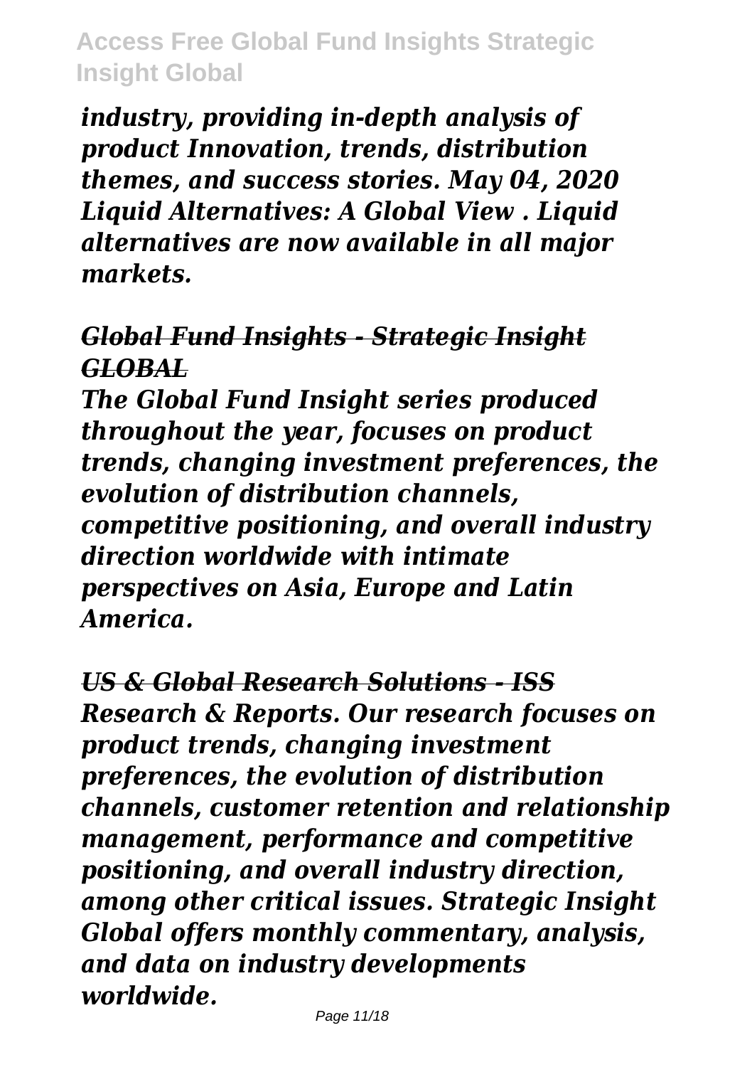*industry, providing in-depth analysis of product Innovation, trends, distribution themes, and success stories. May 04, 2020 Liquid Alternatives: A Global View . Liquid alternatives are now available in all major markets.*

## *Global Fund Insights - Strategic Insight GLOBAL*

*The Global Fund Insight series produced throughout the year, focuses on product trends, changing investment preferences, the evolution of distribution channels, competitive positioning, and overall industry direction worldwide with intimate perspectives on Asia, Europe and Latin America.*

## *US & Global Research Solutions - ISS*

*Research & Reports. Our research focuses on product trends, changing investment preferences, the evolution of distribution channels, customer retention and relationship management, performance and competitive positioning, and overall industry direction, among other critical issues. Strategic Insight Global offers monthly commentary, analysis, and data on industry developments worldwide.*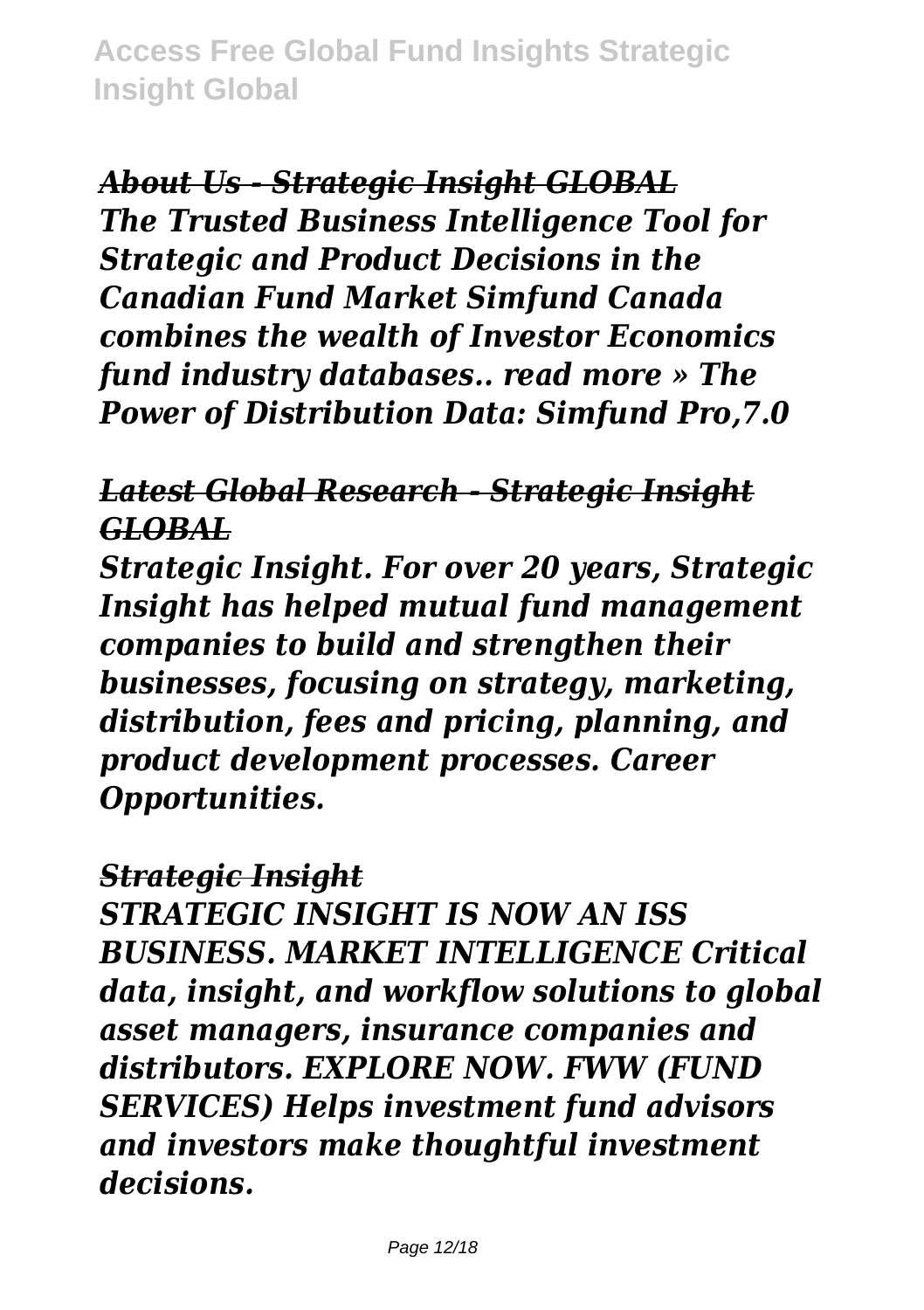***About Us - Strategic Insight GLOBAL***

***The Trusted Business Intelligence Tool for Strategic and Product Decisions in the Canadian Fund Market Simfund Canada combines the wealth of Investor Economics fund industry databases.. read more » The Power of Distribution Data: Simfund Pro,7.0***

***Latest Global Research - Strategic Insight GLOBAL***

***Strategic Insight. For over 20 years, Strategic Insight has helped mutual fund management companies to build and strengthen their businesses, focusing on strategy, marketing, distribution, fees and pricing, planning, and product development processes. Career Opportunities.***

***Strategic Insight***

***STRATEGIC INSIGHT IS NOW AN ISS BUSINESS. MARKET INTELLIGENCE Critical data, insight, and workflow solutions to global asset managers, insurance companies and distributors. EXPLORE NOW. FWW (FUND SERVICES) Helps investment fund advisors and investors make thoughtful investment decisions.***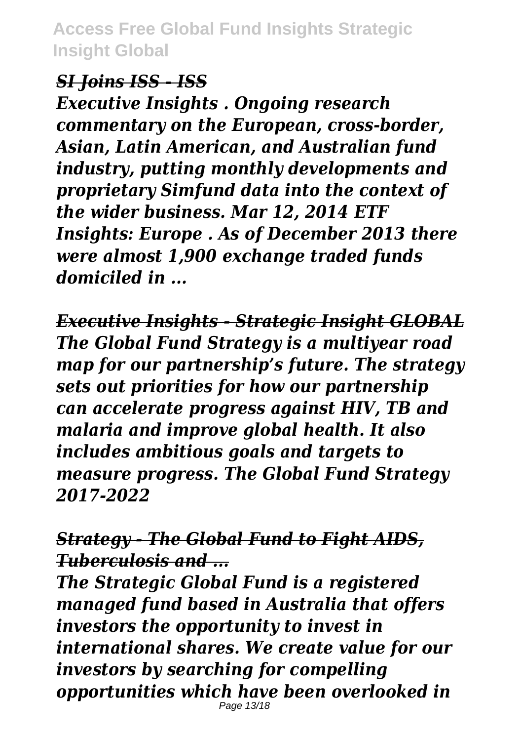*SI Joins ISS - ISS*

*Executive Insights . Ongoing research commentary on the European, cross-border, Asian, Latin American, and Australian fund industry, putting monthly developments and proprietary Simfund data into the context of the wider business. Mar 12, 2014 ETF Insights: Europe . As of December 2013 there were almost 1,900 exchange traded funds domiciled in ...*

*Executive Insights - Strategic Insight GLOBAL*

*The Global Fund Strategy is a multiyear road map for our partnership's future. The strategy sets out priorities for how our partnership can accelerate progress against HIV, TB and malaria and improve global health. It also includes ambitious goals and targets to measure progress. The Global Fund Strategy 2017-2022*

*Strategy - The Global Fund to Fight AIDS, Tuberculosis and ...*

*The Strategic Global Fund is a registered managed fund based in Australia that offers investors the opportunity to invest in international shares. We create value for our investors by searching for compelling opportunities which have been overlooked in*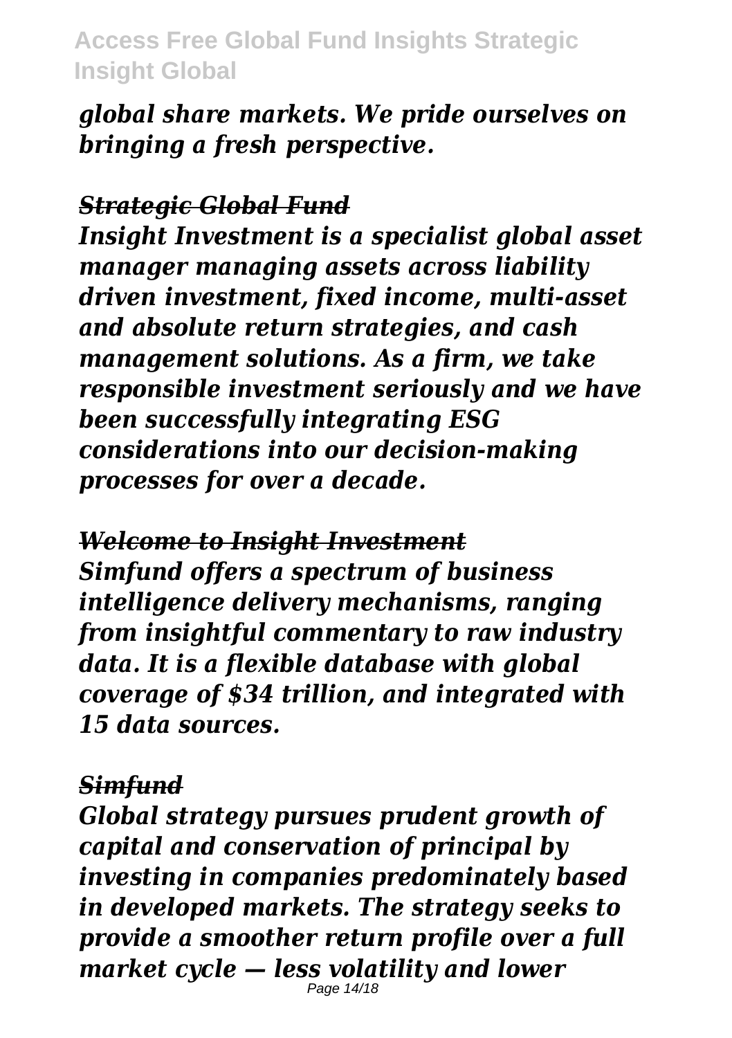*global share markets. We pride ourselves on bringing a fresh perspective.*

***Strategic Global Fund***

***Insight Investment is a specialist global asset manager managing assets across liability driven investment, fixed income, multi-asset and absolute return strategies, and cash management solutions. As a firm, we take responsible investment seriously and we have been successfully integrating ESG considerations into our decision-making processes for over a decade.***

***Welcome to Insight Investment***

***Simfund offers a spectrum of business intelligence delivery mechanisms, ranging from insightful commentary to raw industry data. It is a flexible database with global coverage of $34 trillion, and integrated with 15 data sources.***

***Simfund***

***Global strategy pursues prudent growth of capital and conservation of principal by investing in companies predominately based in developed markets. The strategy seeks to provide a smoother return profile over a full market cycle — less volatility and lower***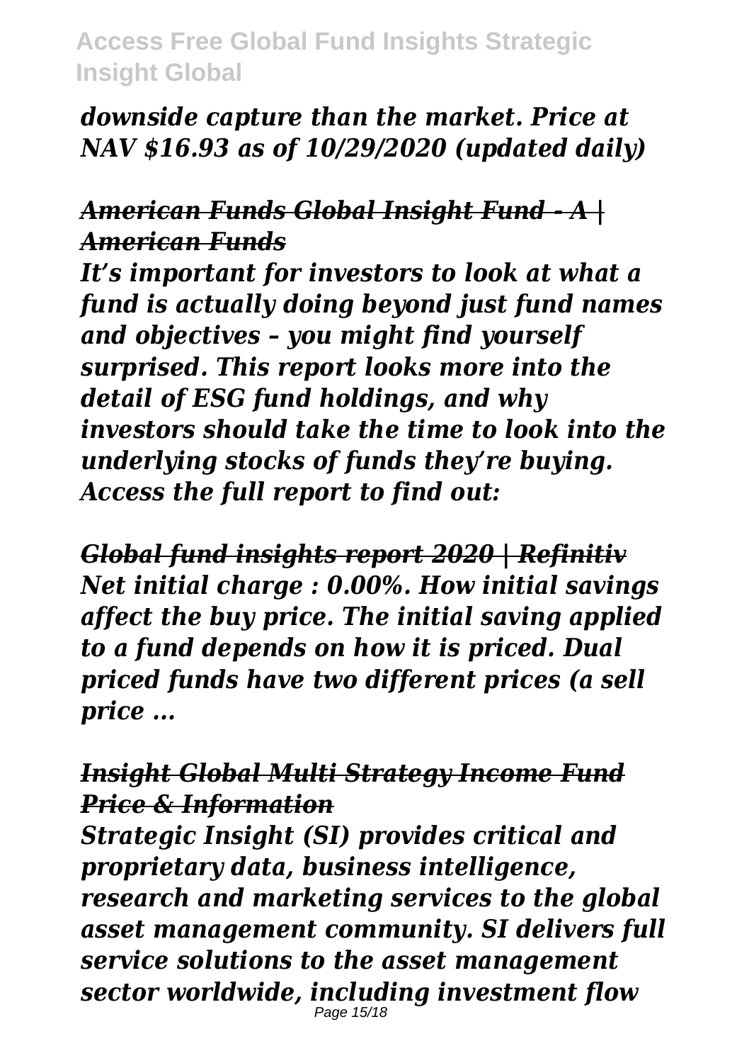*downside capture than the market. Price at NAV $16.93 as of 10/29/2020 (updated daily)*

### *American Funds Global Insight Fund - A | American Funds*

*It's important for investors to look at what a fund is actually doing beyond just fund names and objectives – you might find yourself surprised. This report looks more into the detail of ESG fund holdings, and why investors should take the time to look into the underlying stocks of funds they're buying. Access the full report to find out:*

### *Global fund insights report 2020 | Refinitiv*

*Net initial charge : 0.00%. How initial savings affect the buy price. The initial saving applied to a fund depends on how it is priced. Dual priced funds have two different prices (a sell price ...*

### *Insight Global Multi Strategy Income Fund Price & Information*

*Strategic Insight (SI) provides critical and proprietary data, business intelligence, research and marketing services to the global asset management community. SI delivers full service solutions to the asset management sector worldwide, including investment flow*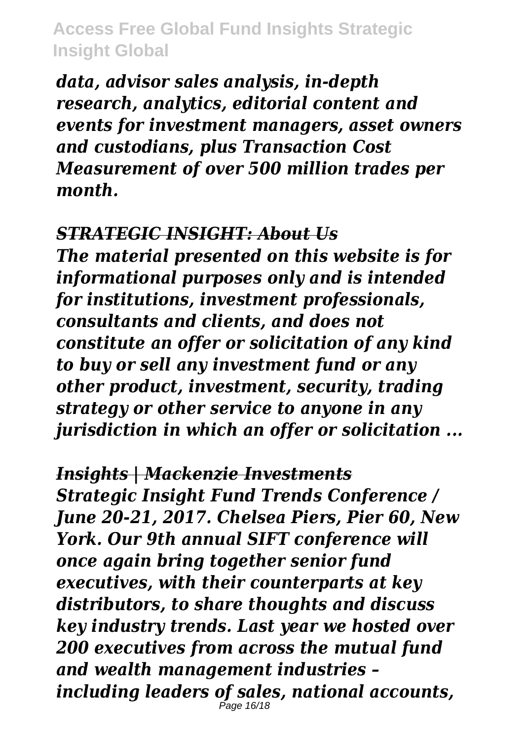*data, advisor sales analysis, in-depth research, analytics, editorial content and events for investment managers, asset owners and custodians, plus Transaction Cost Measurement of over 500 million trades per month.*

*STRATEGIC INSIGHT: About Us*

*The material presented on this website is for informational purposes only and is intended for institutions, investment professionals, consultants and clients, and does not constitute an offer or solicitation of any kind to buy or sell any investment fund or any other product, investment, security, trading strategy or other service to anyone in any jurisdiction in which an offer or solicitation ...*

*Insights | Mackenzie Investments*

*Strategic Insight Fund Trends Conference / June 20-21, 2017. Chelsea Piers, Pier 60, New York. Our 9th annual SIFT conference will once again bring together senior fund executives, with their counterparts at key distributors, to share thoughts and discuss key industry trends. Last year we hosted over 200 executives from across the mutual fund and wealth management industries – including leaders of sales, national accounts,*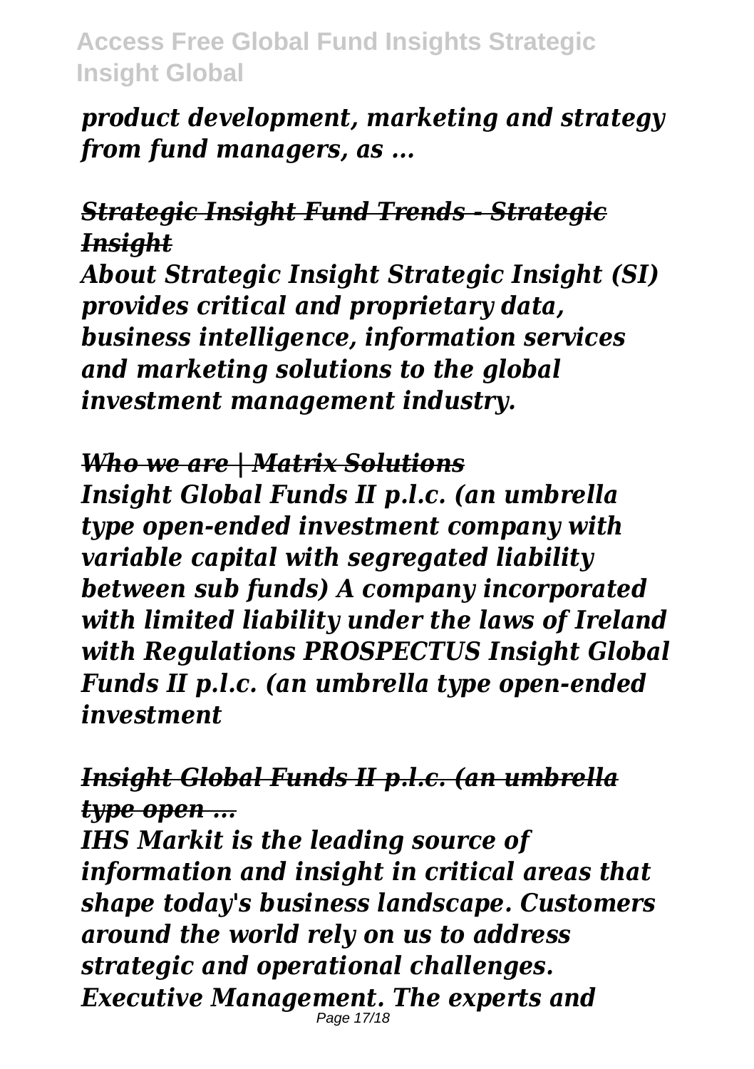*product development, marketing and strategy from fund managers, as ...*

***Strategic Insight Fund Trends - Strategic Insight***

*About Strategic Insight Strategic Insight (SI) provides critical and proprietary data, business intelligence, information services and marketing solutions to the global investment management industry.*

***Who we are | Matrix Solutions***

*Insight Global Funds II p.l.c. (an umbrella type open-ended investment company with variable capital with segregated liability between sub funds) A company incorporated with limited liability under the laws of Ireland with Regulations PROSPECTUS Insight Global Funds II p.l.c. (an umbrella type open-ended investment*

***Insight Global Funds II p.l.c. (an umbrella type open ...***

*IHS Markit is the leading source of information and insight in critical areas that shape today's business landscape. Customers around the world rely on us to address strategic and operational challenges. Executive Management. The experts and*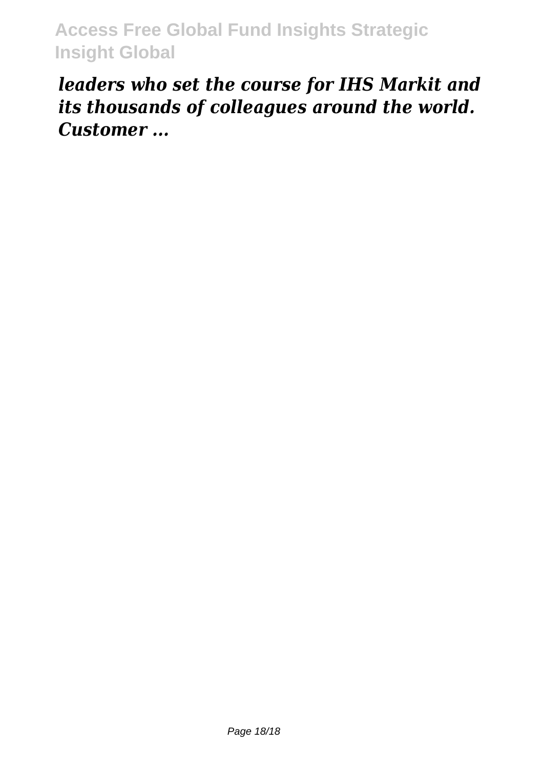*leaders who set the course for IHS Markit and its thousands of colleagues around the world. Customer ...*